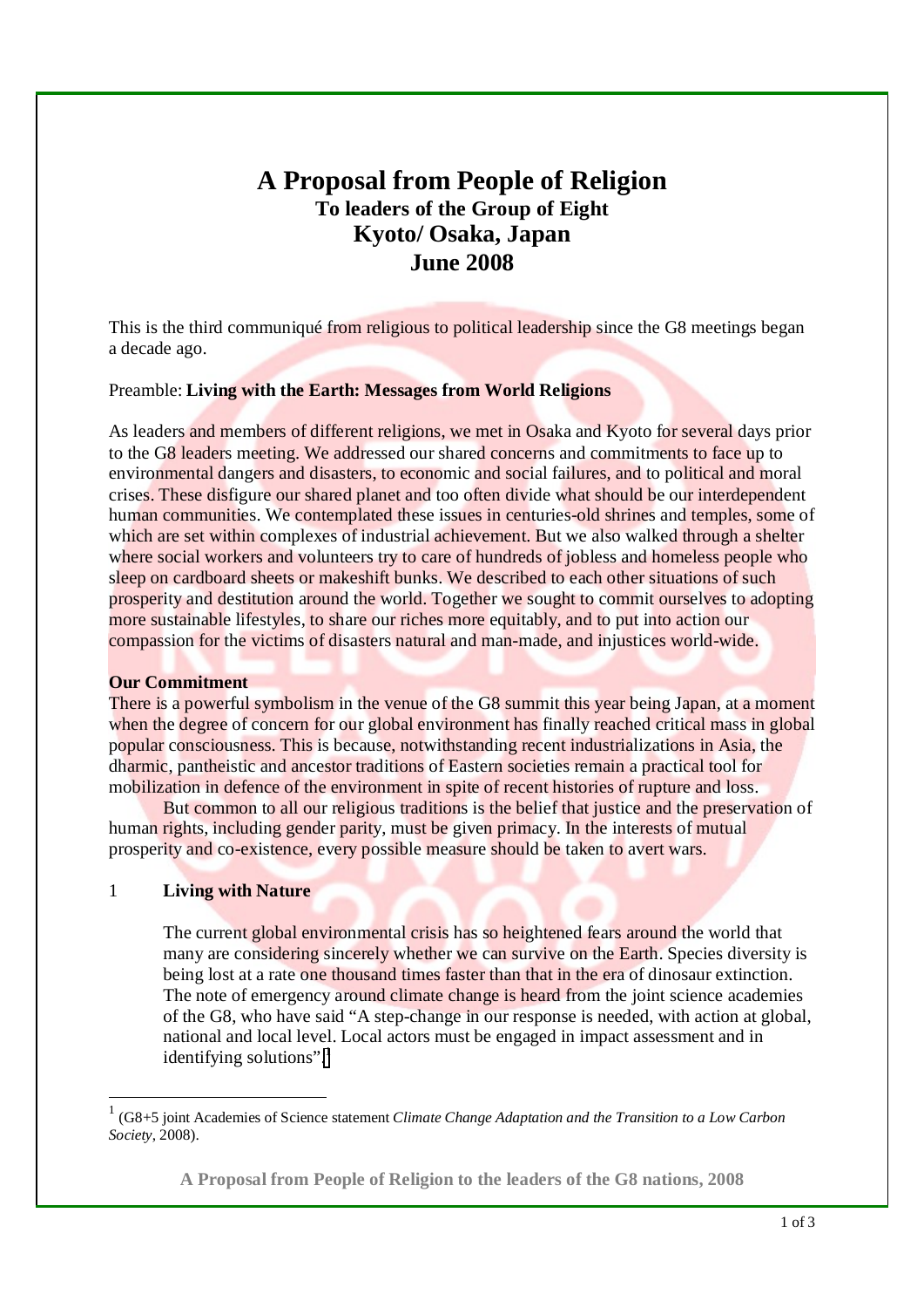# A Proposal from People of Religion

## To leaders of the Group of Eight

## Kyoto/ Osaka, Japan

## June 2008

This is the third communiqué from religious to political leadership since the G8 meetings began a decade ago.

Preamble: **Living with the Earth: Messages from World Religions**

As leaders and members of different religions, we met in Osaka and Kyoto for several days prior to the G8 leaders meeting. We addressed our shared concerns and commitments to face up to environmental dangers and disasters, to economic and social failures, and to political and moral crises. These disfigure our shared planet and too often divide what should be our interdependent human communities. We contemplated these issues in centuries-old shrines and temples, some of which are set within complexes of industrial achievement. But we also walked through a shelter where social workers and volunteers try to care of hundreds of jobless and homeless people who sleep on cardboard sheets or makeshift bunks. We described to each other situations of such prosperity and destitution around the world. Together we sought to commit ourselves to adopting more sustainable lifestyles, to share our riches more equitably, and to put into action our compassion for the victims of disasters natural and man-made, and injustices world-wide.

**Our Commitment**

There is a powerful symbolism in the venue of the G8 summit this year being Japan, at a moment when the degree of concern for our global environment has finally reached critical mass in global popular consciousness. This is because, notwithstanding recent industrializations in Asia, the dharmic, pantheistic and ancestor traditions of Eastern societies remain a practical tool for mobilization in defence of the environment in spite of recent histories of rupture and loss.

But common to all our religious traditions is the belief that justice and the preservation of human rights, including gender parity, must be given primacy. In the interests of mutual prosperity and co-existence, every possible measure should be taken to avert wars.

1 **Living with Nature**

The current global environmental crisis has so heightened fears around the world that many are considering sincerely whether we can survive on the Earth. Species diversity is being lost at a rate one thousand times faster than that in the era of dinosaur extinction. The note of emergency around climate change is heard from the joint science academies of the G8, who have said "A step-change in our response is needed, with action at global, national and local level. Local actors must be engaged in impact assessment and in identifying solutions".[1]

---

[1] (G8+5 joint Academies of Science statement *Climate Change Adaptation and the Transition to a Low Carbon Society*, 2008).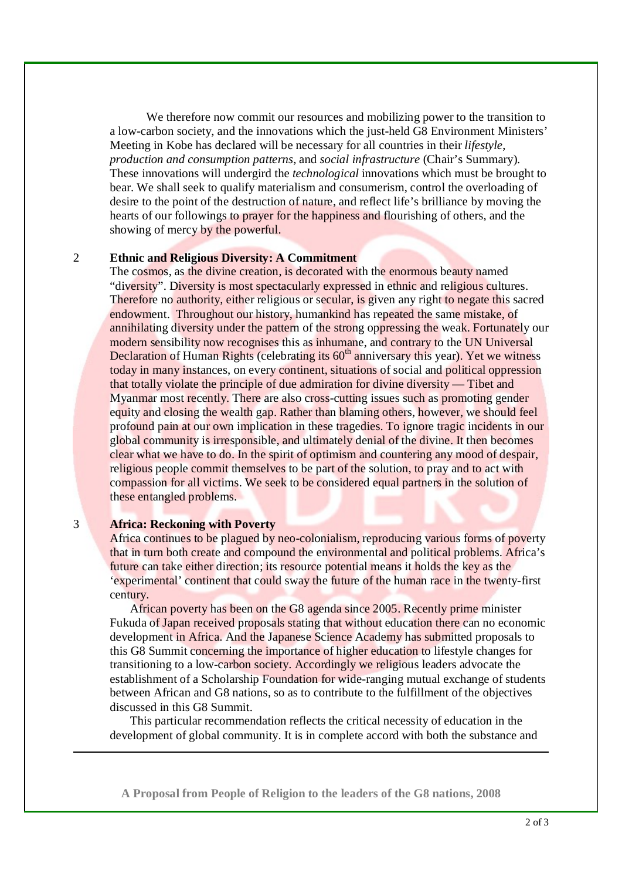We therefore now commit our resources and mobilizing power to the transition to a low-carbon society, and the innovations which the just-held G8 Environment Ministers' Meeting in Kobe has declared will be necessary for all countries in their *lifestyle, production and consumption patterns*, and *social infrastructure* (Chair's Summary). These innovations will undergird the *technological* innovations which must be brought to bear. We shall seek to qualify materialism and consumerism, control the overloading of desire to the point of the destruction of nature, and reflect life's brilliance by moving the hearts of our followings to prayer for the happiness and flourishing of others, and the showing of mercy by the powerful.

## 2 Ethnic and Religious Diversity: A Commitment

The cosmos, as the divine creation, is decorated with the enormous beauty named "diversity". Diversity is most spectacularly expressed in ethnic and religious cultures. Therefore no authority, either religious or secular, is given any right to negate this sacred endowment. Throughout our history, humankind has repeated the same mistake, of annihilating diversity under the pattern of the strong oppressing the weak. Fortunately our modern sensibility now recognises this as inhumane, and contrary to the UN Universal Declaration of Human Rights (celebrating its 60th anniversary this year). Yet we witness today in many instances, on every continent, situations of social and political oppression that totally violate the principle of due admiration for divine diversity — Tibet and Myanmar most recently. There are also cross-cutting issues such as promoting gender equity and closing the wealth gap. Rather than blaming others, however, we should feel profound pain at our own implication in these tragedies. To ignore tragic incidents in our global community is irresponsible, and ultimately denial of the divine. It then becomes clear what we have to do. In the spirit of optimism and countering any mood of despair, religious people commit themselves to be part of the solution, to pray and to act with compassion for all victims. We seek to be considered equal partners in the solution of these entangled problems.

## 3 Africa: Reckoning with Poverty

Africa continues to be plagued by neo-colonialism, reproducing various forms of poverty that in turn both create and compound the environmental and political problems. Africa's future can take either direction; its resource potential means it holds the key as the 'experimental' continent that could sway the future of the human race in the twenty-first century.

African poverty has been on the G8 agenda since 2005. Recently prime minister Fukuda of Japan received proposals stating that without education there can no economic development in Africa. And the Japanese Science Academy has submitted proposals to this G8 Summit concerning the importance of higher education to lifestyle changes for transitioning to a low-carbon society. Accordingly we religious leaders advocate the establishment of a Scholarship Foundation for wide-ranging mutual exchange of students between African and G8 nations, so as to contribute to the fulfillment of the objectives discussed in this G8 Summit.

This particular recommendation reflects the critical necessity of education in the development of global community. It is in complete accord with both the substance and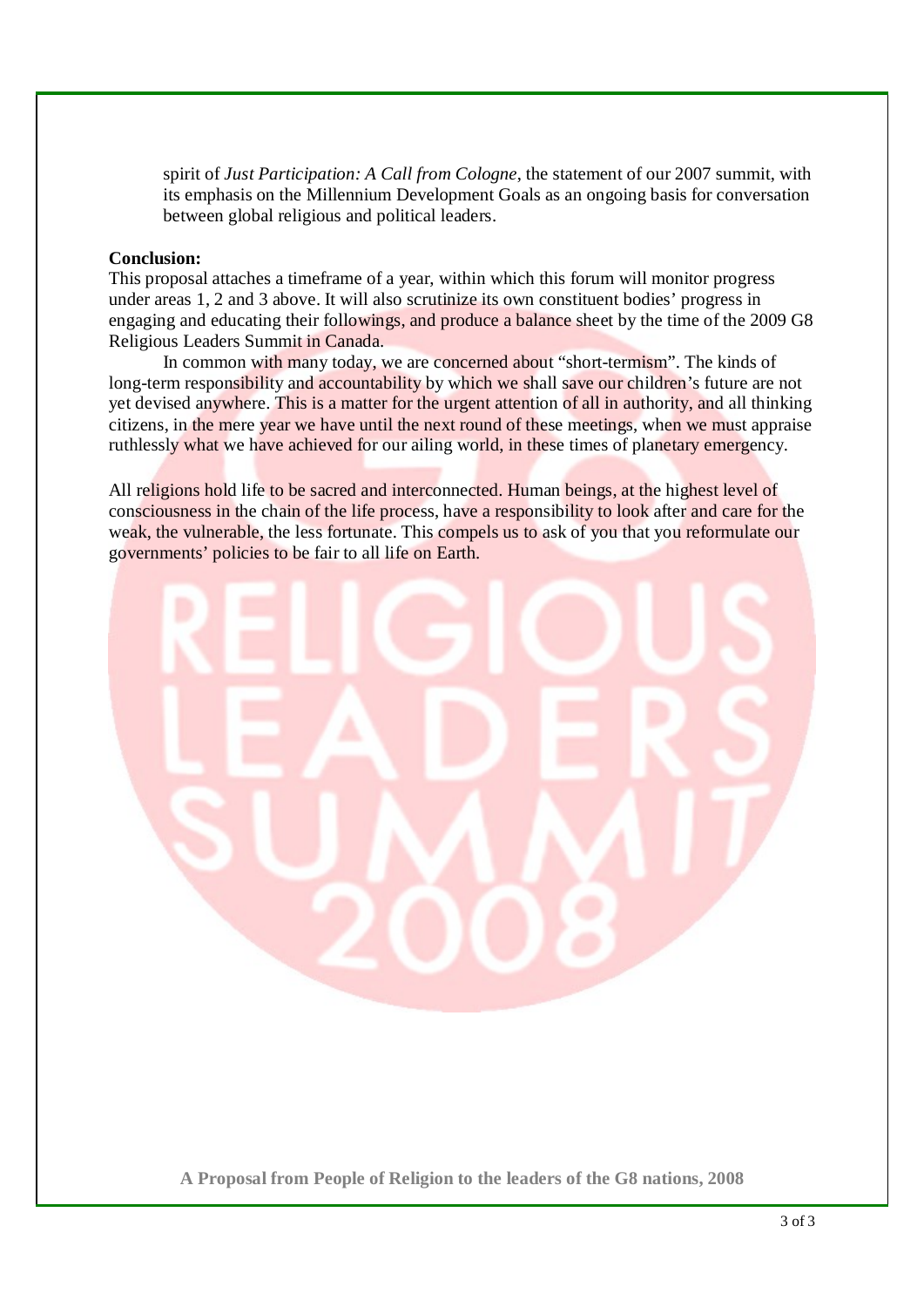spirit of *Just Participation: A Call from Cologne*, the statement of our 2007 summit, with its emphasis on the Millennium Development Goals as an ongoing basis for conversation between global religious and political leaders.

**Conclusion:**

This proposal attaches a timeframe of a year, within which this forum will monitor progress under areas 1, 2 and 3 above. It will also scrutinize its own constituent bodies' progress in engaging and educating their followings, and produce a balance sheet by the time of the 2009 G8 Religious Leaders Summit in Canada.

In common with many today, we are concerned about "short-termism". The kinds of long-term responsibility and accountability by which we shall save our children's future are not yet devised anywhere. This is a matter for the urgent attention of all in authority, and all thinking citizens, in the mere year we have until the next round of these meetings, when we must appraise ruthlessly what we have achieved for our ailing world, in these times of planetary emergency.

All religions hold life to be sacred and interconnected. Human beings, at the highest level of consciousness in the chain of the life process, have a responsibility to look after and care for the weak, the vulnerable, the less fortunate. This compels us to ask of you that you reformulate our governments' policies to be fair to all life on Earth.